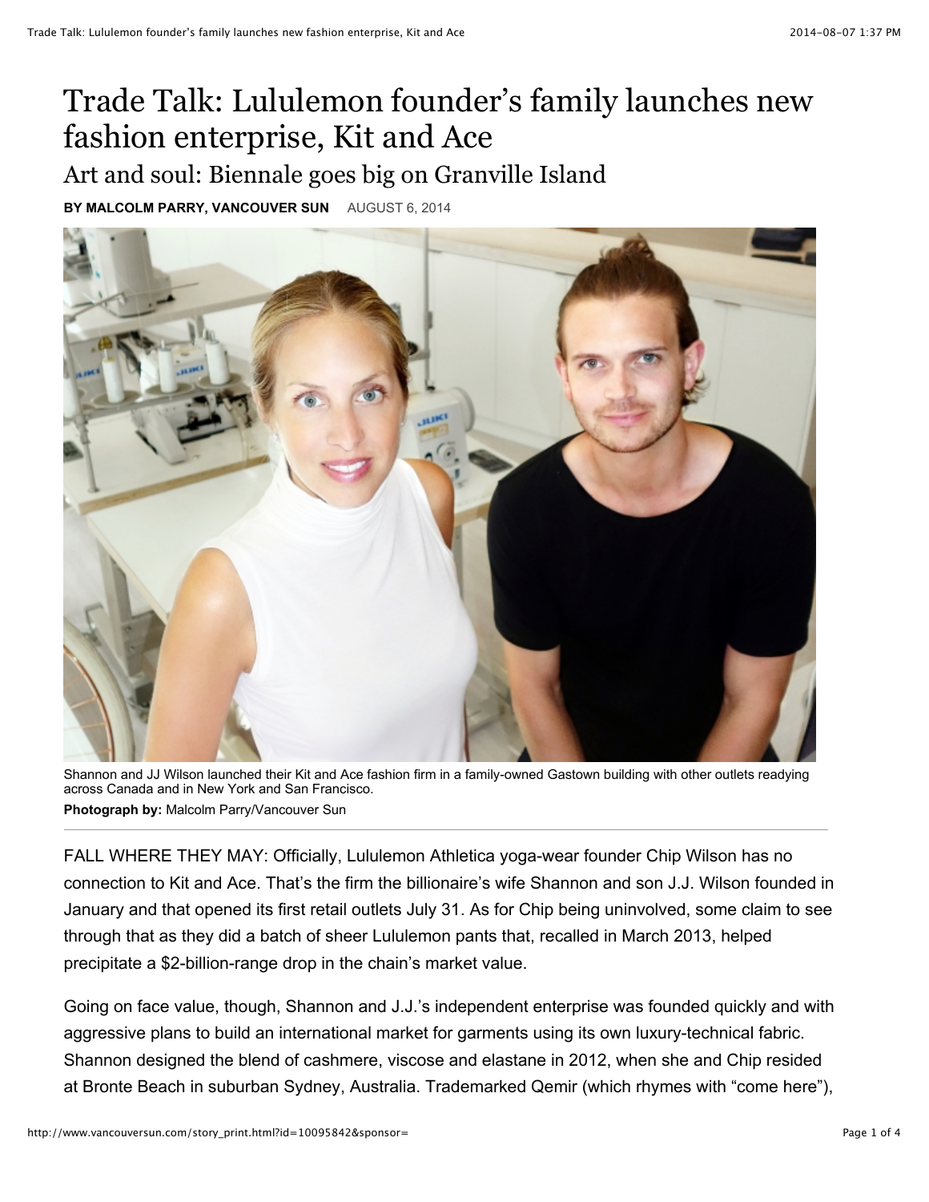# Trade Talk: Lululemon founder's family launches new fashion enterprise, Kit and Ace

## Art and soul: Biennale goes big on Granville Island

**BY MALCOLM PARRY, VANCOUVER SUN** AUGUST 6, 2014

Shannon and JJ Wilson launched their Kit and Ace fashion firm in a family-owned Gastown building with other outlets readying across Canada and in New York and San Francisco.

**Photograph by:** Malcolm Parry/Vancouver Sun

FALL WHERE THEY MAY: Officially, Lululemon Athletica yoga-wear founder Chip Wilson has no connection to Kit and Ace. That's the firm the billionaire's wife Shannon and son J.J. Wilson founded in January and that opened its first retail outlets July 31. As for Chip being uninvolved, some claim to see through that as they did a batch of sheer Lululemon pants that, recalled in March 2013, helped precipitate a $2-billion-range drop in the chain's market value.

Going on face value, though, Shannon and J.J.'s independent enterprise was founded quickly and with aggressive plans to build an international market for garments using its own luxury-technical fabric. Shannon designed the blend of cashmere, viscose and elastane in 2012, when she and Chip resided at Bronte Beach in suburban Sydney, Australia. Trademarked Qemir (which rhymes with "come here"),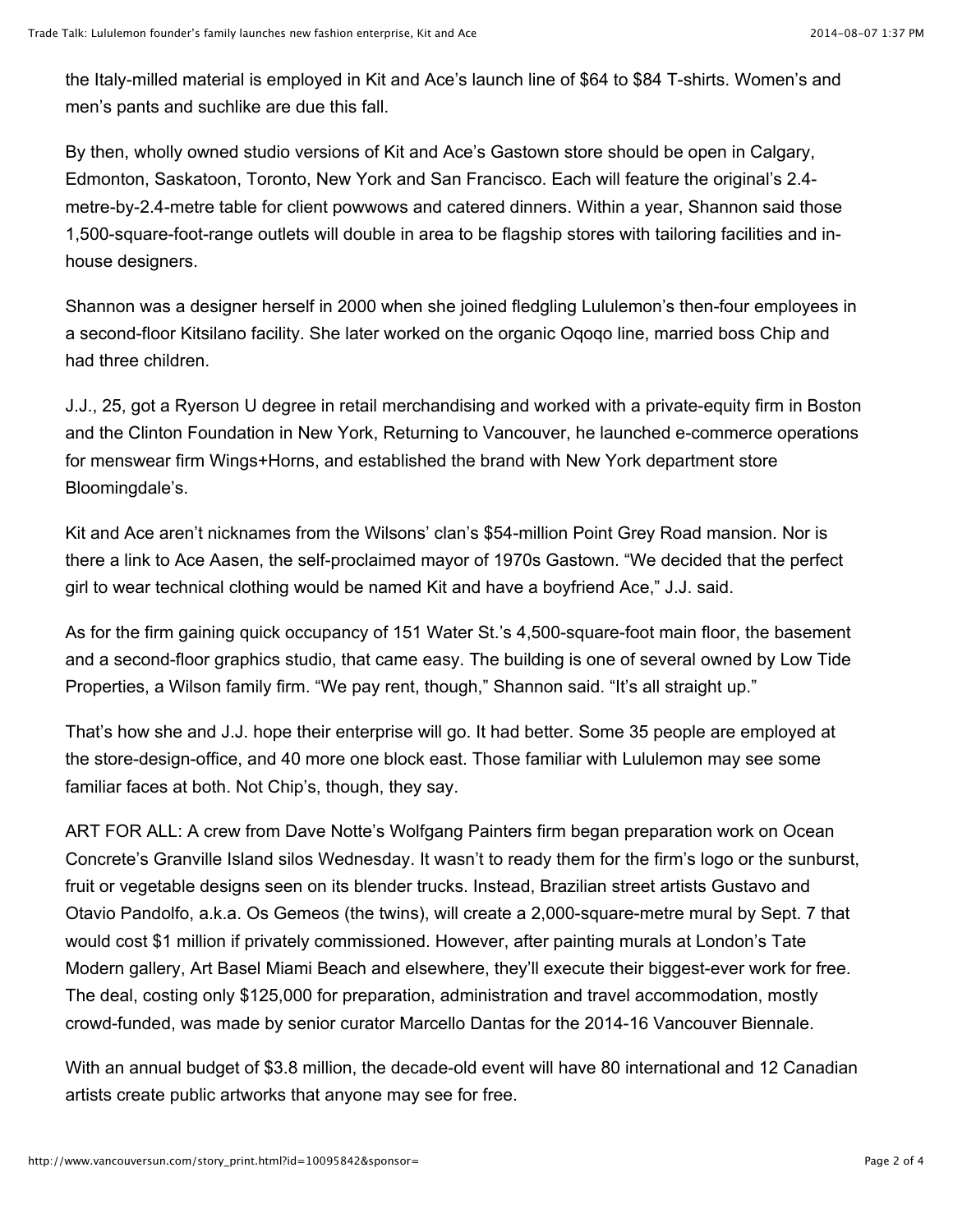the Italy-milled material is employed in Kit and Ace's launch line of $64 to $84 T-shirts. Women's and men's pants and suchlike are due this fall.

By then, wholly owned studio versions of Kit and Ace's Gastown store should be open in Calgary, Edmonton, Saskatoon, Toronto, New York and San Francisco. Each will feature the original's 2.4-metre-by-2.4-metre table for client powwows and catered dinners. Within a year, Shannon said those 1,500-square-foot-range outlets will double in area to be flagship stores with tailoring facilities and in-house designers.

Shannon was a designer herself in 2000 when she joined fledgling Lululemon's then-four employees in a second-floor Kitsilano facility. She later worked on the organic Oqoqo line, married boss Chip and had three children.

J.J., 25, got a Ryerson U degree in retail merchandising and worked with a private-equity firm in Boston and the Clinton Foundation in New York, Returning to Vancouver, he launched e-commerce operations for menswear firm Wings+Horns, and established the brand with New York department store Bloomingdale's.

Kit and Ace aren't nicknames from the Wilsons' clan's $54-million Point Grey Road mansion. Nor is there a link to Ace Aasen, the self-proclaimed mayor of 1970s Gastown. "We decided that the perfect girl to wear technical clothing would be named Kit and have a boyfriend Ace," J.J. said.

As for the firm gaining quick occupancy of 151 Water St.'s 4,500-square-foot main floor, the basement and a second-floor graphics studio, that came easy. The building is one of several owned by Low Tide Properties, a Wilson family firm. "We pay rent, though," Shannon said. "It's all straight up."

That's how she and J.J. hope their enterprise will go. It had better. Some 35 people are employed at the store-design-office, and 40 more one block east. Those familiar with Lululemon may see some familiar faces at both. Not Chip's, though, they say.

ART FOR ALL: A crew from Dave Notte's Wolfgang Painters firm began preparation work on Ocean Concrete's Granville Island silos Wednesday. It wasn't to ready them for the firm's logo or the sunburst, fruit or vegetable designs seen on its blender trucks. Instead, Brazilian street artists Gustavo and Otavio Pandolfo, a.k.a. Os Gemeos (the twins), will create a 2,000-square-metre mural by Sept. 7 that would cost $1 million if privately commissioned. However, after painting murals at London's Tate Modern gallery, Art Basel Miami Beach and elsewhere, they'll execute their biggest-ever work for free. The deal, costing only $125,000 for preparation, administration and travel accommodation, mostly crowd-funded, was made by senior curator Marcello Dantas for the 2014-16 Vancouver Biennale.

With an annual budget of $3.8 million, the decade-old event will have 80 international and 12 Canadian artists create public artworks that anyone may see for free.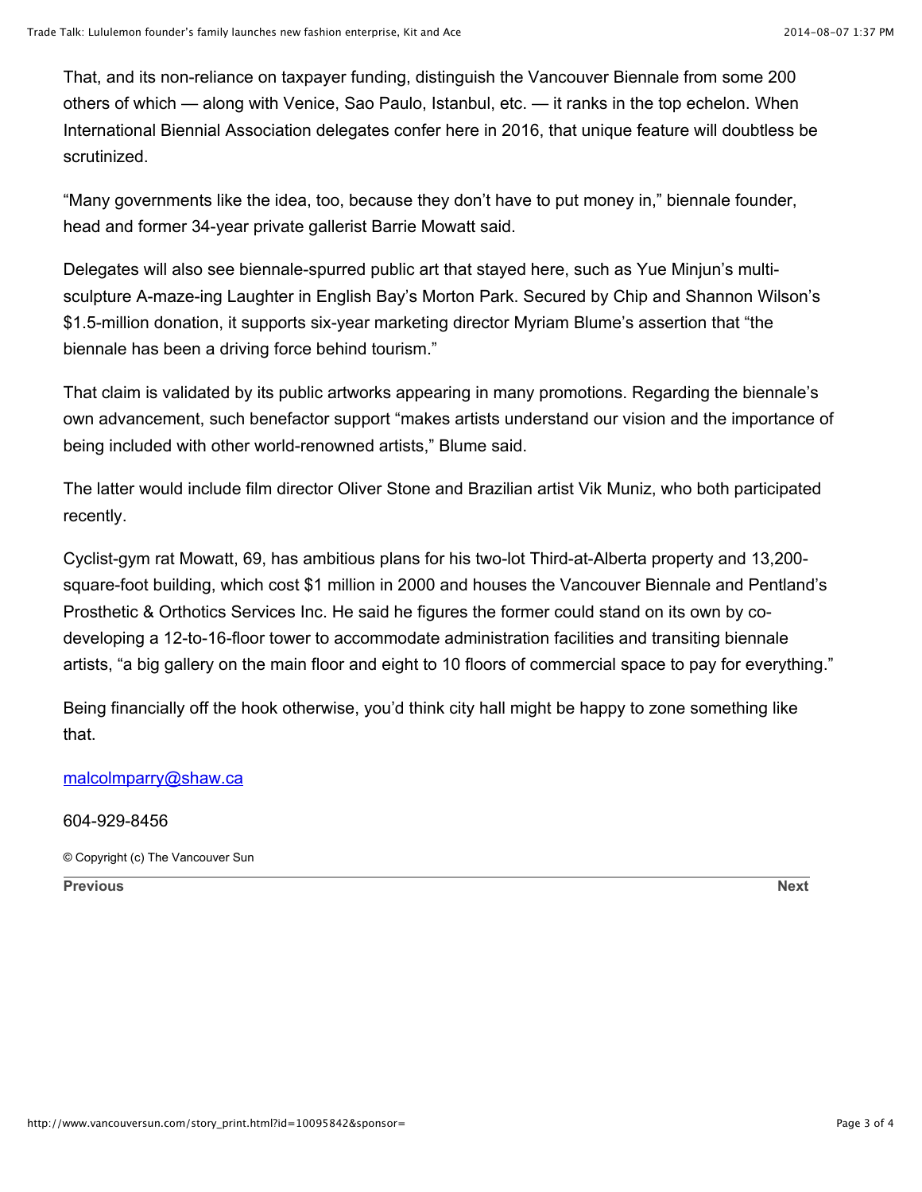That, and its non-reliance on taxpayer funding, distinguish the Vancouver Biennale from some 200 others of which — along with Venice, Sao Paulo, Istanbul, etc. — it ranks in the top echelon. When International Biennial Association delegates confer here in 2016, that unique feature will doubtless be scrutinized.

"Many governments like the idea, too, because they don't have to put money in," biennale founder, head and former 34-year private gallerist Barrie Mowatt said.

Delegates will also see biennale-spurred public art that stayed here, such as Yue Minjun's multi-sculpture A-maze-ing Laughter in English Bay's Morton Park. Secured by Chip and Shannon Wilson's $1.5-million donation, it supports six-year marketing director Myriam Blume's assertion that "the biennale has been a driving force behind tourism."

That claim is validated by its public artworks appearing in many promotions. Regarding the biennale's own advancement, such benefactor support "makes artists understand our vision and the importance of being included with other world-renowned artists," Blume said.

The latter would include film director Oliver Stone and Brazilian artist Vik Muniz, who both participated recently.

Cyclist-gym rat Mowatt, 69, has ambitious plans for his two-lot Third-at-Alberta property and 13,200-square-foot building, which cost $1 million in 2000 and houses the Vancouver Biennale and Pentland's Prosthetic & Orthotics Services Inc. He said he figures the former could stand on its own by co-developing a 12-to-16-floor tower to accommodate administration facilities and transiting biennale artists, "a big gallery on the main floor and eight to 10 floors of commercial space to pay for everything."

Being financially off the hook otherwise, you'd think city hall might be happy to zone something like that.

malcolmparry@shaw.ca

604-929-8456

© Copyright (c) The Vancouver Sun

**Previous** **Next**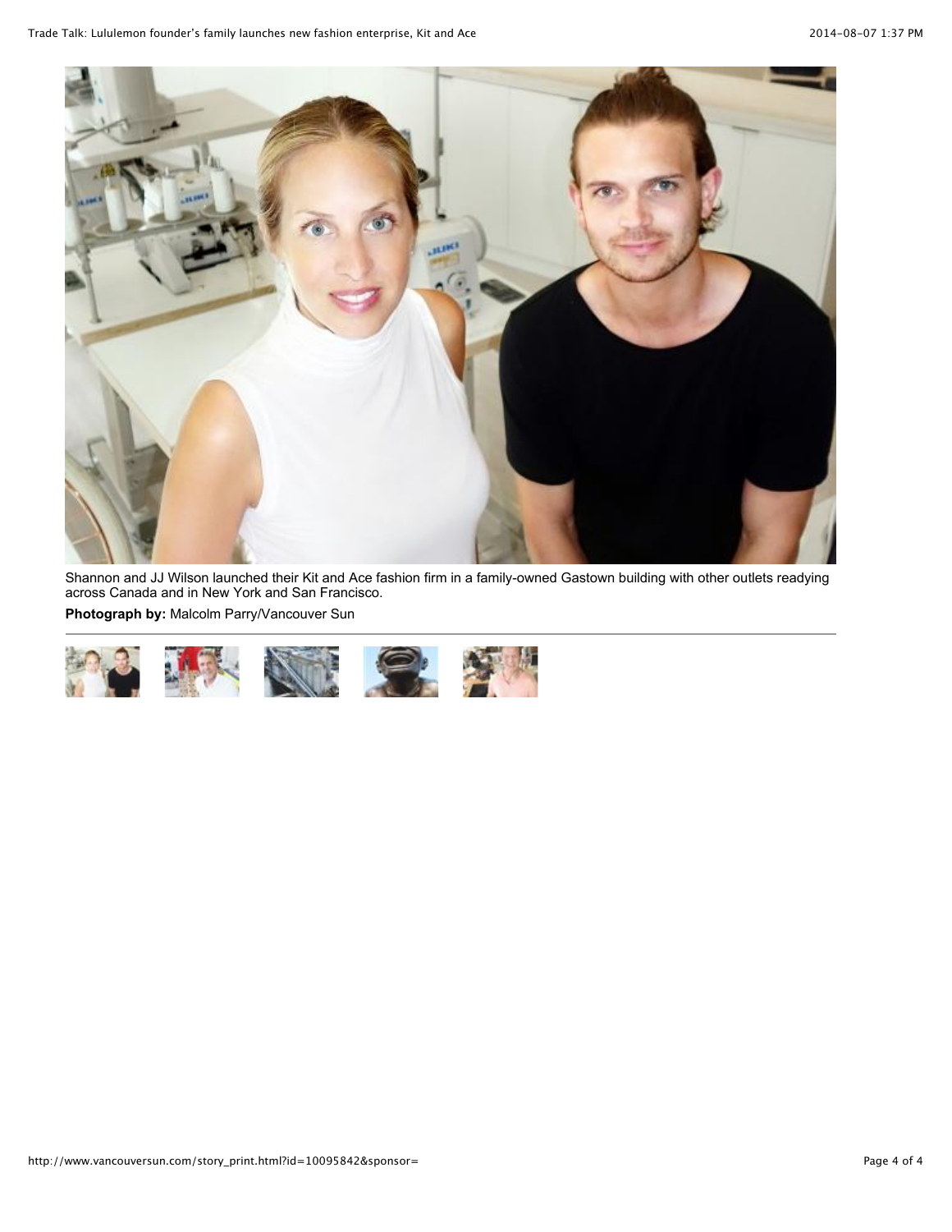Shannon and JJ Wilson launched their Kit and Ace fashion firm in a family-owned Gastown building with other outlets readying across Canada and in New York and San Francisco.

**Photograph by:** Malcolm Parry/Vancouver Sun